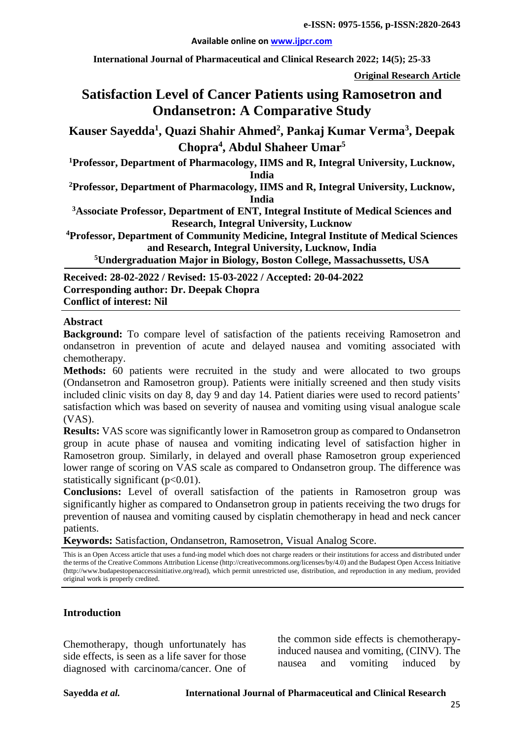**Original Research Article**

# Satisfaction Level of Cancer Patients using Ramosetron and Ondansetron: A Comparative Study

**Kauser Sayedda[1], Quazi Shahir Ahmed[2], Pankaj Kumar Verma[3], Deepak Chopra[4], Abdul Shaheer Umar[5]**

[1]Professor, Department of Pharmacology, IIMS and R, Integral University, Lucknow, India

[2]Professor, Department of Pharmacology, IIMS and R, Integral University, Lucknow, India

[3]Associate Professor, Department of ENT, Integral Institute of Medical Sciences and Research, Integral University, Lucknow

[4]Professor, Department of Community Medicine, Integral Institute of Medical Sciences and Research, Integral University, Lucknow, India

[5]Undergraduation Major in Biology, Boston College, Massachussetts, USA

**Received: 28-02-2022 / Revised: 15-03-2022 / Accepted: 20-04-2022**
**Corresponding author: Dr. Deepak Chopra**
**Conflict of interest: Nil**

## Abstract

**Background:** To compare level of satisfaction of the patients receiving Ramosetron and ondansetron in prevention of acute and delayed nausea and vomiting associated with chemotherapy.

**Methods:** 60 patients were recruited in the study and were allocated to two groups (Ondansetron and Ramosetron group). Patients were initially screened and then study visits included clinic visits on day 8, day 9 and day 14. Patient diaries were used to record patients' satisfaction which was based on severity of nausea and vomiting using visual analogue scale (VAS).

**Results:** VAS score was significantly lower in Ramosetron group as compared to Ondansetron group in acute phase of nausea and vomiting indicating level of satisfaction higher in Ramosetron group. Similarly, in delayed and overall phase Ramosetron group experienced lower range of scoring on VAS scale as compared to Ondansetron group. The difference was statistically significant ($p<0.01$).

**Conclusions:** Level of overall satisfaction of the patients in Ramosetron group was significantly higher as compared to Ondansetron group in patients receiving the two drugs for prevention of nausea and vomiting caused by cisplatin chemotherapy in head and neck cancer patients.

**Keywords:** Satisfaction, Ondansetron, Ramosetron, Visual Analog Score.

This is an Open Access article that uses a fund-ing model which does not charge readers or their institutions for access and distributed under the terms of the Creative Commons Attribution License (http://creativecommons.org/licenses/by/4.0) and the Budapest Open Access Initiative (http://www.budapestopenaccessinitiative.org/read), which permit unrestricted use, distribution, and reproduction in any medium, provided original work is properly credited.

## Introduction

Chemotherapy, though unfortunately has side effects, is seen as a life saver for those diagnosed with carcinoma/cancer. One of the common side effects is chemotherapy-induced nausea and vomiting, (CINV). The nausea and vomiting induced by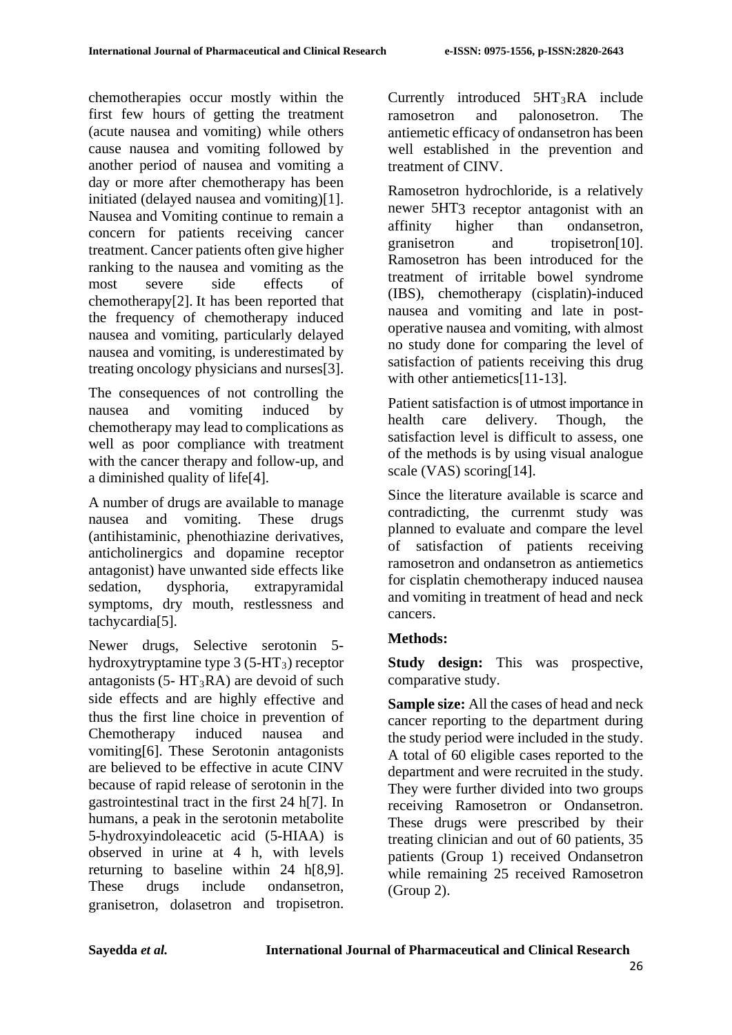chemotherapies occur mostly within the first few hours of getting the treatment (acute nausea and vomiting) while others cause nausea and vomiting followed by another period of nausea and vomiting a day or more after chemotherapy has been initiated (delayed nausea and vomiting)[1]. Nausea and Vomiting continue to remain a concern for patients receiving cancer treatment. Cancer patients often give higher ranking to the nausea and vomiting as the most severe side effects of chemotherapy[2]. It has been reported that the frequency of chemotherapy induced nausea and vomiting, particularly delayed nausea and vomiting, is underestimated by treating oncology physicians and nurses[3].

The consequences of not controlling the nausea and vomiting induced by chemotherapy may lead to complications as well as poor compliance with treatment with the cancer therapy and follow-up, and a diminished quality of life[4].

A number of drugs are available to manage nausea and vomiting. These drugs (antihistaminic, phenothiazine derivatives, anticholinergics and dopamine receptor antagonist) have unwanted side effects like sedation, dysphoria, extrapyramidal symptoms, dry mouth, restlessness and tachycardia[5].

Newer drugs, Selective serotonin 5-hydroxytryptamine type 3 (5-$HT_3$) receptor antagonists (5- $HT_3$RA) are devoid of such side effects and are highly effective and thus the first line choice in prevention of Chemotherapy induced nausea and vomiting[6]. These Serotonin antagonists are believed to be effective in acute CINV because of rapid release of serotonin in the gastrointestinal tract in the first 24 h[7]. In humans, a peak in the serotonin metabolite 5-hydroxyindoleacetic acid (5-HIAA) is observed in urine at 4 h, with levels returning to baseline within 24 h[8,9]. These drugs include ondansetron, granisetron, dolasetron and tropisetron. Currently introduced 5$HT_3$RA include ramosetron and palonosetron. The antiemetic efficacy of ondansetron has been well established in the prevention and treatment of CINV.

Ramosetron hydrochloride, is a relatively newer 5HT3 receptor antagonist with an affinity higher than ondansetron, granisetron and tropisetron[10]. Ramosetron has been introduced for the treatment of irritable bowel syndrome (IBS), chemotherapy (cisplatin)-induced nausea and vomiting and late in post-operative nausea and vomiting, with almost no study done for comparing the level of satisfaction of patients receiving this drug with other antiemetics[11-13].

Patient satisfaction is of utmost importance in health care delivery. Though, the satisfaction level is difficult to assess, one of the methods is by using visual analogue scale (VAS) scoring[14].

Since the literature available is scarce and contradicting, the currenmt study was planned to evaluate and compare the level of satisfaction of patients receiving ramosetron and ondansetron as antiemetics for cisplatin chemotherapy induced nausea and vomiting in treatment of head and neck cancers.

## Methods:

**Study design:** This was prospective, comparative study.

**Sample size:** All the cases of head and neck cancer reporting to the department during the study period were included in the study. A total of 60 eligible cases reported to the department and were recruited in the study. They were further divided into two groups receiving Ramosetron or Ondansetron. These drugs were prescribed by their treating clinician and out of 60 patients, 35 patients (Group 1) received Ondansetron while remaining 25 received Ramosetron (Group 2).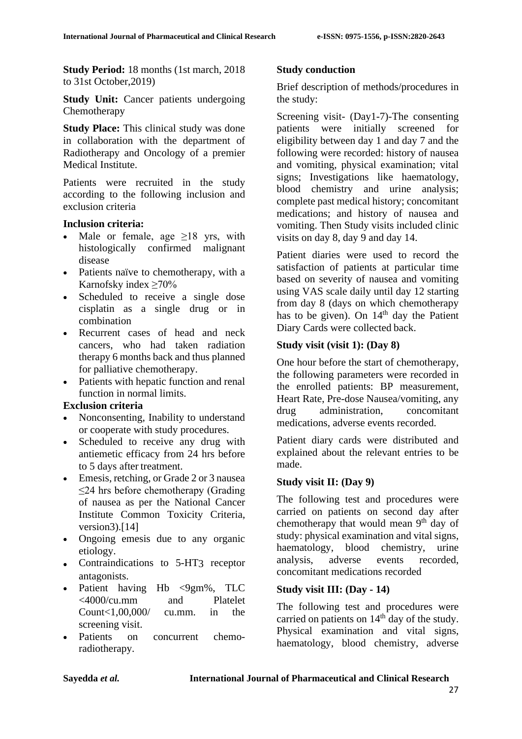**Study Period:** 18 months (1st march, 2018 to 31st October,2019)

**Study Unit:** Cancer patients undergoing Chemotherapy

**Study Place:** This clinical study was done in collaboration with the department of Radiotherapy and Oncology of a premier Medical Institute.

Patients were recruited in the study according to the following inclusion and exclusion criteria

**Inclusion criteria:**

- Male or female, age ≥18 yrs, with histologically confirmed malignant disease
- Patients naïve to chemotherapy, with a Karnofsky index ≥70%
- Scheduled to receive a single dose cisplatin as a single drug or in combination
- Recurrent cases of head and neck cancers, who had taken radiation therapy 6 months back and thus planned for palliative chemotherapy.
- Patients with hepatic function and renal function in normal limits.

**Exclusion criteria**

- Nonconsenting, Inability to understand or cooperate with study procedures.
- Scheduled to receive any drug with antiemetic efficacy from 24 hrs before to 5 days after treatment.
- Emesis, retching, or Grade 2 or 3 nausea ≤24 hrs before chemotherapy (Grading of nausea as per the National Cancer Institute Common Toxicity Criteria, version3).[14]
- Ongoing emesis due to any organic etiology.
- Contraindications to 5-HT3 receptor antagonists.
- Patient having Hb <9gm%, TLC <4000/cu.mm and Platelet Count<1,00,000/ cu.mm. in the screening visit.
- Patients on concurrent chemo-radiotherapy.

**Study conduction**

Brief description of methods/procedures in the study:

Screening visit- (Day1-7)-The consenting patients were initially screened for eligibility between day 1 and day 7 and the following were recorded: history of nausea and vomiting, physical examination; vital signs; Investigations like haematology, blood chemistry and urine analysis; complete past medical history; concomitant medications; and history of nausea and vomiting. Then Study visits included clinic visits on day 8, day 9 and day 14.

Patient diaries were used to record the satisfaction of patients at particular time based on severity of nausea and vomiting using VAS scale daily until day 12 starting from day 8 (days on which chemotherapy has to be given). On 14th day the Patient Diary Cards were collected back.

**Study visit (visit 1): (Day 8)**

One hour before the start of chemotherapy, the following parameters were recorded in the enrolled patients: BP measurement, Heart Rate, Pre-dose Nausea/vomiting, any drug administration, concomitant medications, adverse events recorded.

Patient diary cards were distributed and explained about the relevant entries to be made.

**Study visit II: (Day 9)**

The following test and procedures were carried on patients on second day after chemotherapy that would mean 9th day of study: physical examination and vital signs, haematology, blood chemistry, urine analysis, adverse events recorded, concomitant medications recorded

**Study visit III: (Day - 14)**

The following test and procedures were carried on patients on 14th day of the study. Physical examination and vital signs, haematology, blood chemistry, adverse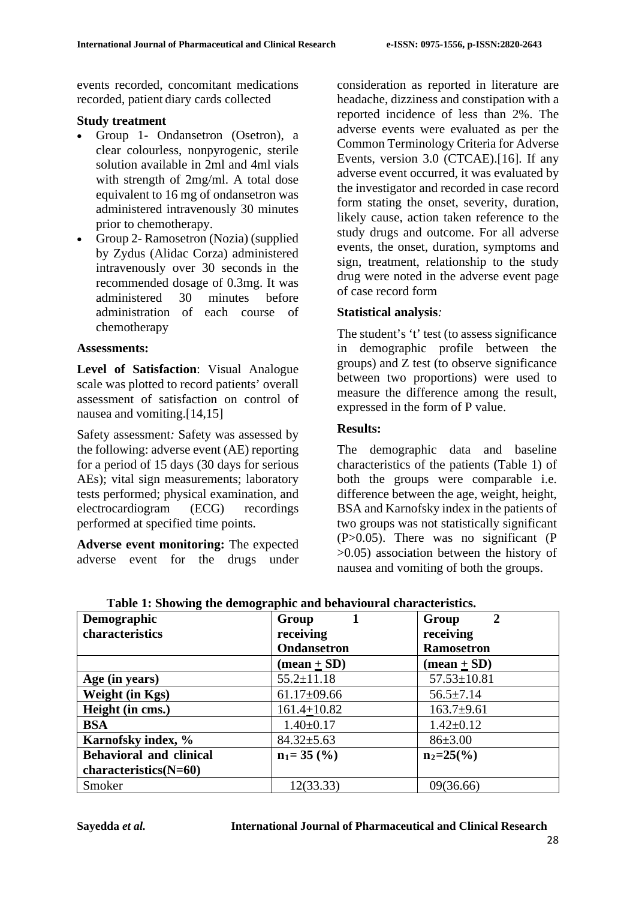events recorded, concomitant medications recorded, patient diary cards collected

**Study treatment**

- Group 1- Ondansetron (Osetron), a clear colourless, nonpyrogenic, sterile solution available in 2ml and 4ml vials with strength of 2mg/ml. A total dose equivalent to 16 mg of ondansetron was administered intravenously 30 minutes prior to chemotherapy.
- Group 2- Ramosetron (Nozia) (supplied by Zydus (Alidac Corza) administered intravenously over 30 seconds in the recommended dosage of 0.3mg. It was administered 30 minutes before administration of each course of chemotherapy

**Assessments:**

**Level of Satisfaction**: Visual Analogue scale was plotted to record patients' overall assessment of satisfaction on control of nausea and vomiting.[14,15]

Safety assessment*:* Safety was assessed by the following: adverse event (AE) reporting for a period of 15 days (30 days for serious AEs); vital sign measurements; laboratory tests performed; physical examination, and electrocardiogram (ECG) recordings performed at specified time points.

**Adverse event monitoring:** The expected adverse event for the drugs under consideration as reported in literature are headache, dizziness and constipation with a reported incidence of less than 2%. The adverse events were evaluated as per the Common Terminology Criteria for Adverse Events, version 3.0 (CTCAE).[16]. If any adverse event occurred, it was evaluated by the investigator and recorded in case record form stating the onset, severity, duration, likely cause, action taken reference to the study drugs and outcome. For all adverse events, the onset, duration, symptoms and sign, treatment, relationship to the study drug were noted in the adverse event page of case record form

**Statistical analysis***:*

The student's 't' test (to assess significance in demographic profile between the groups) and Z test (to observe significance between two proportions) were used to measure the difference among the result, expressed in the form of P value.

**Results:**

The demographic data and baseline characteristics of the patients (Table 1) of both the groups were comparable i.e. difference between the age, weight, height, BSA and Karnofsky index in the patients of two groups was not statistically significant (P>0.05). There was no significant (P >0.05) association between the history of nausea and vomiting of both the groups.

**Table 1: Showing the demographic and behavioural characteristics.**

| Demographic characteristics | Group 1 receiving Ondansetron | Group 2 receiving Ramosetron |
|---|---|---|
| | **(mean ± SD)** | **(mean ± SD)** |
| **Age (in years)** | 55.2±11.18 | 57.53±10.81 |
| **Weight (in Kgs)** | 61.17±09.66 | 56.5±7.14 |
| **Height (in cms.)** | 161.4±10.82 | 163.7±9.61 |
| **BSA** | 1.40±0.17 | 1.42±0.12 |
| **Karnofsky index, %** | 84.32±5.63 | 86±3.00 |
| **Behavioral and clinical characteristics(N=60)** | **$n_1$= 35 (%)** | **$n_2$=25(%)** |
| Smoker | 12(33.33) | 09(36.66) |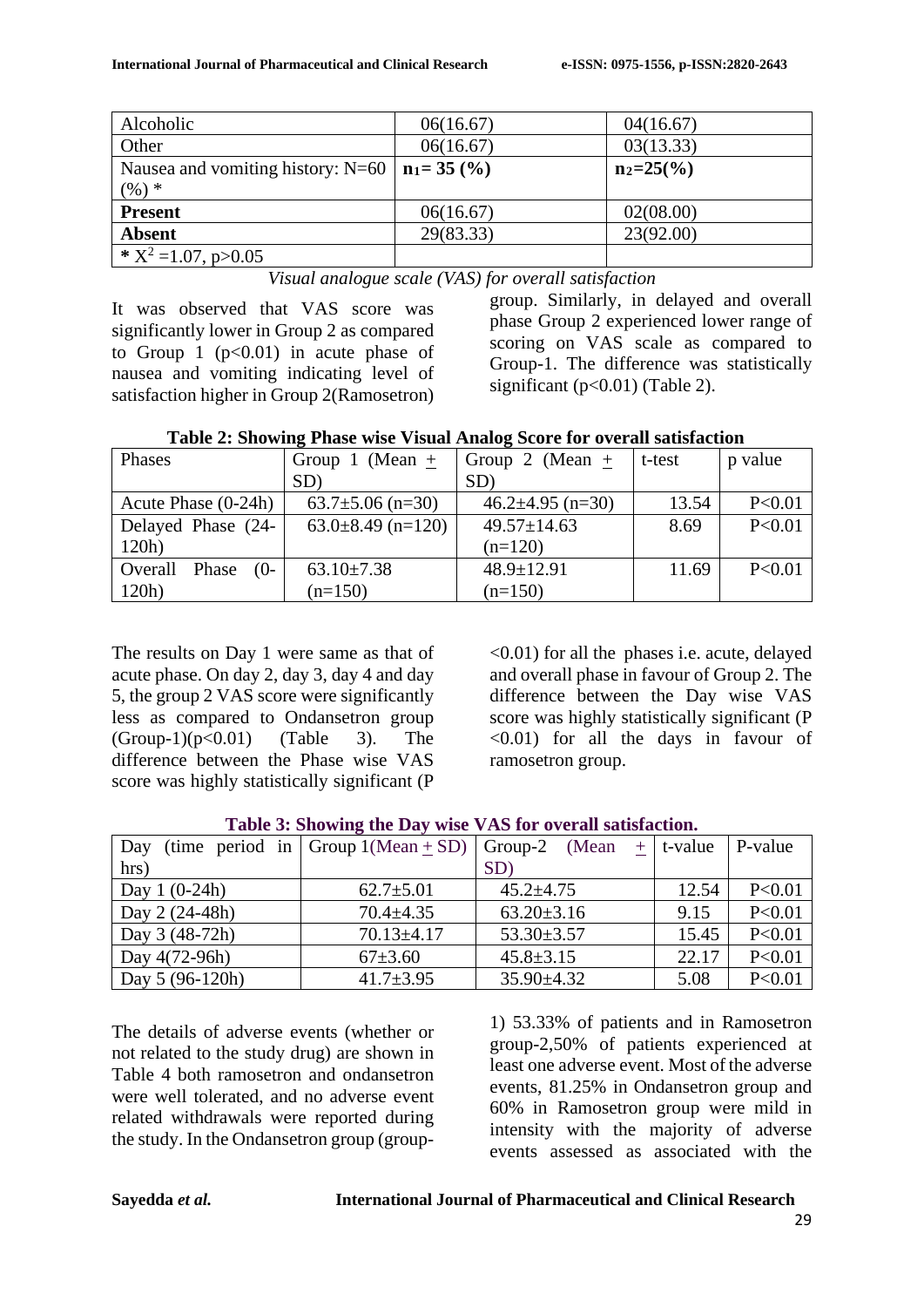| Alcoholic | 06(16.67) | 04(16.67) |
|---|---|---|
| Other | 06(16.67) | 03(13.33) |
| Nausea and vomiting history: N=60 (%) * | $n_1$= 35 (%) | $n_2$=25(%) |
| **Present** | 06(16.67) | 02(08.00) |
| **Absent** | 29(83.33) | 23(92.00) |
| * $X^2$ =1.07, $p>0.05$ | | |

*Visual analogue scale (VAS) for overall satisfaction*

It was observed that VAS score was significantly lower in Group 2 as compared to Group 1 ($p<0.01$) in acute phase of nausea and vomiting indicating level of satisfaction higher in Group 2(Ramosetron) group. Similarly, in delayed and overall phase Group 2 experienced lower range of scoring on VAS scale as compared to Group-1. The difference was statistically significant ($p<0.01$) (Table 2).

**Table 2: Showing Phase wise Visual Analog Score for overall satisfaction**

| Phases | Group 1 (Mean ± SD) | Group 2 (Mean ± SD) | t-test | p value |
|---|---|---|---|---|
| Acute Phase (0-24h) | 63.7±5.06 (n=30) | 46.2±4.95 (n=30) | 13.54 | P<0.01 |
| Delayed Phase (24-120h) | 63.0±8.49 (n=120) | 49.57±14.63 (n=120) | 8.69 | P<0.01 |
| Overall Phase (0-120h) | 63.10±7.38 (n=150) | 48.9±12.91 (n=150) | 11.69 | P<0.01 |

The results on Day 1 were same as that of acute phase. On day 2, day 3, day 4 and day 5, the group 2 VAS score were significantly less as compared to Ondansetron group (Group-1)($p<0.01$) (Table 3). The difference between the Phase wise VAS score was highly statistically significant (P <0.01) for all the phases i.e. acute, delayed and overall phase in favour of Group 2. The difference between the Day wise VAS score was highly statistically significant (P <0.01) for all the days in favour of ramosetron group.

**Table 3: Showing the Day wise VAS for overall satisfaction.**

| Day (time period in hrs) | Group 1(Mean ± SD) | Group-2 (Mean ± SD) | t-value | P-value |
|---|---|---|---|---|
| Day 1 (0-24h) | 62.7±5.01 | 45.2±4.75 | 12.54 | P<0.01 |
| Day 2 (24-48h) | 70.4±4.35 | 63.20±3.16 | 9.15 | P<0.01 |
| Day 3 (48-72h) | 70.13±4.17 | 53.30±3.57 | 15.45 | P<0.01 |
| Day 4(72-96h) | 67±3.60 | 45.8±3.15 | 22.17 | P<0.01 |
| Day 5 (96-120h) | 41.7±3.95 | 35.90±4.32 | 5.08 | P<0.01 |

The details of adverse events (whether or not related to the study drug) are shown in Table 4 both ramosetron and ondansetron were well tolerated, and no adverse event related withdrawals were reported during the study. In the Ondansetron group (group-1) 53.33% of patients and in Ramosetron group-2,50% of patients experienced at least one adverse event. Most of the adverse events, 81.25% in Ondansetron group and 60% in Ramosetron group were mild in intensity with the majority of adverse events assessed as associated with the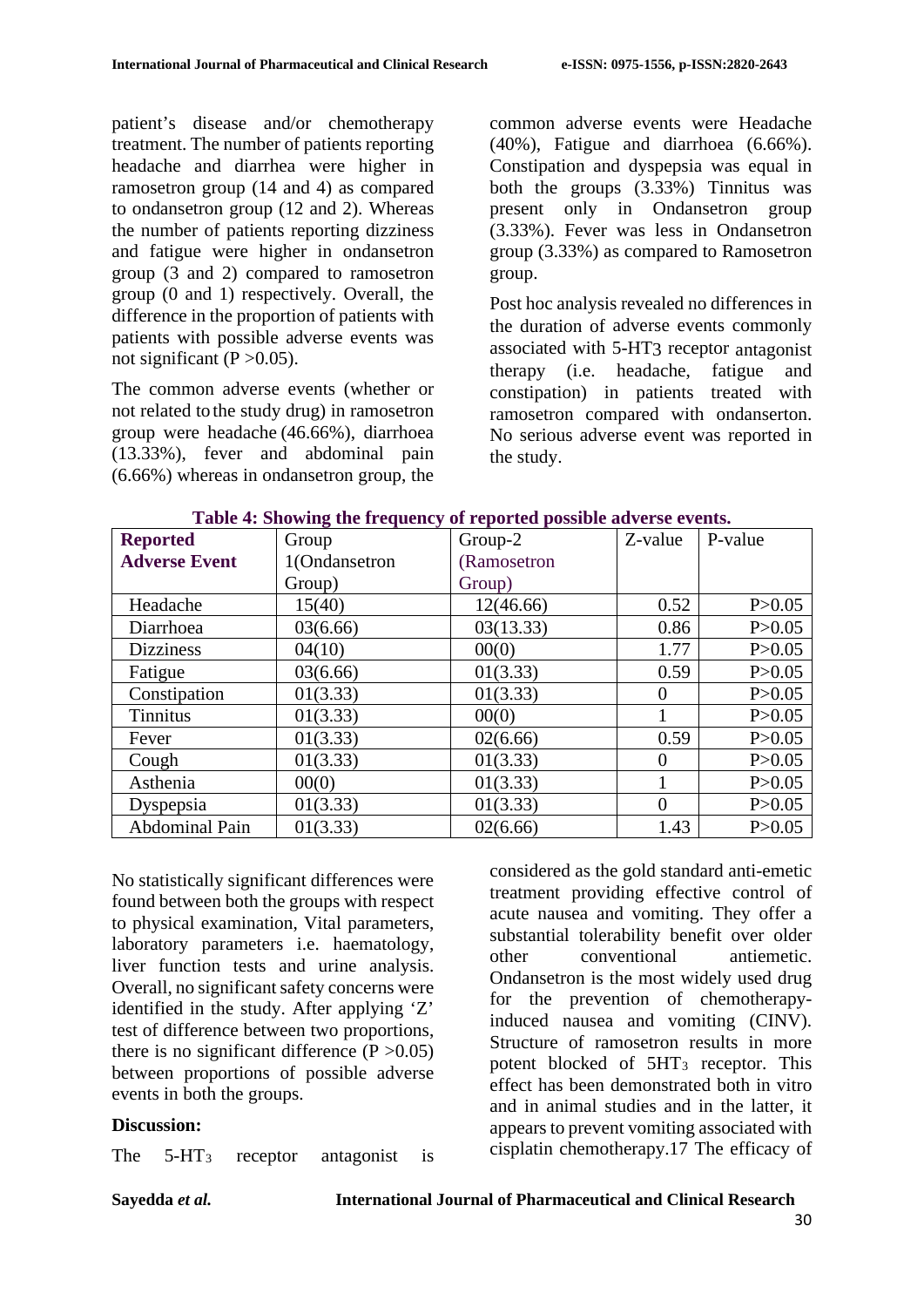patient's disease and/or chemotherapy treatment. The number of patients reporting headache and diarrhea were higher in ramosetron group (14 and 4) as compared to ondansetron group (12 and 2). Whereas the number of patients reporting dizziness and fatigue were higher in ondansetron group (3 and 2) compared to ramosetron group (0 and 1) respectively. Overall, the difference in the proportion of patients with patients with possible adverse events was not significant ($P > 0.05$).

The common adverse events (whether or not related to the study drug) in ramosetron group were headache (46.66%), diarrhoea (13.33%), fever and abdominal pain (6.66%) whereas in ondansetron group, the common adverse events were Headache (40%), Fatigue and diarrhoea (6.66%). Constipation and dyspepsia was equal in both the groups (3.33%) Tinnitus was present only in Ondansetron group (3.33%). Fever was less in Ondansetron group (3.33%) as compared to Ramosetron group.

Post hoc analysis revealed no differences in the duration of adverse events commonly associated with 5-HT3 receptor antagonist therapy (i.e. headache, fatigue and constipation) in patients treated with ramosetron compared with ondanserton. No serious adverse event was reported in the study.

**Table 4: Showing the frequency of reported possible adverse events.**

| Reported Adverse Event | Group 1(Ondansetron Group) | Group-2 (Ramosetron Group) | Z-value | P-value |
|---|---|---|---|---|
| Headache | 15(40) | 12(46.66) | 0.52 | P>0.05 |
| Diarrhoea | 03(6.66) | 03(13.33) | 0.86 | P>0.05 |
| Dizziness | 04(10) | 00(0) | 1.77 | P>0.05 |
| Fatigue | 03(6.66) | 01(3.33) | 0.59 | P>0.05 |
| Constipation | 01(3.33) | 01(3.33) | 0 | P>0.05 |
| Tinnitus | 01(3.33) | 00(0) | 1 | P>0.05 |
| Fever | 01(3.33) | 02(6.66) | 0.59 | P>0.05 |
| Cough | 01(3.33) | 01(3.33) | 0 | P>0.05 |
| Asthenia | 00(0) | 01(3.33) | 1 | P>0.05 |
| Dyspepsia | 01(3.33) | 01(3.33) | 0 | P>0.05 |
| Abdominal Pain | 01(3.33) | 02(6.66) | 1.43 | P>0.05 |

No statistically significant differences were found between both the groups with respect to physical examination, Vital parameters, laboratory parameters i.e. haematology, liver function tests and urine analysis. Overall, no significant safety concerns were identified in the study. After applying 'Z' test of difference between two proportions, there is no significant difference ($P > 0.05$) between proportions of possible adverse events in both the groups.

## Discussion:

The $5\text{-HT}_3$ receptor antagonist is considered as the gold standard anti-emetic treatment providing effective control of acute nausea and vomiting. They offer a substantial tolerability benefit over older other conventional antiemetic. Ondansetron is the most widely used drug for the prevention of chemotherapy-induced nausea and vomiting (CINV). Structure of ramosetron results in more potent blocked of $5\text{HT}_3$ receptor. This effect has been demonstrated both in vitro and in animal studies and in the latter, it appears to prevent vomiting associated with cisplatin chemotherapy.17 The efficacy of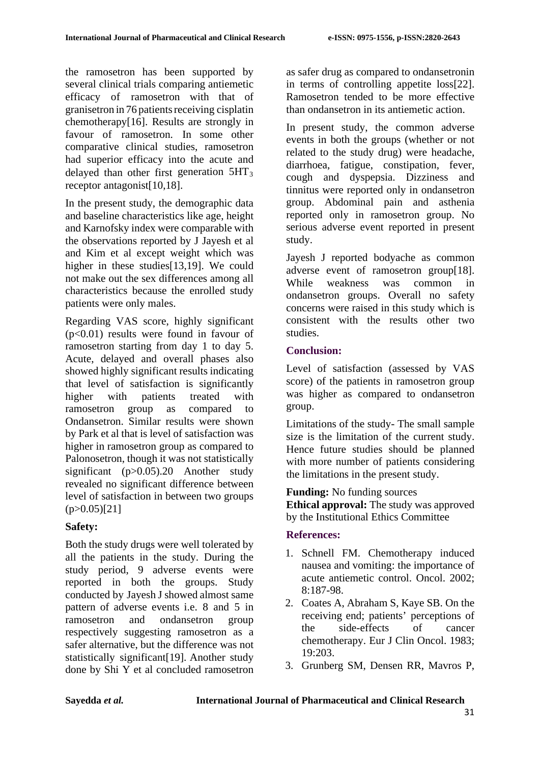the ramosetron has been supported by several clinical trials comparing antiemetic efficacy of ramosetron with that of granisetron in 76 patients receiving cisplatin chemotherapy[16]. Results are strongly in favour of ramosetron. In some other comparative clinical studies, ramosetron had superior efficacy into the acute and delayed than other first generation $5HT_3$ receptor antagonist[10,18].

In the present study, the demographic data and baseline characteristics like age, height and Karnofsky index were comparable with the observations reported by J Jayesh et al and Kim et al except weight which was higher in these studies[13,19]. We could not make out the sex differences among all characteristics because the enrolled study patients were only males.

Regarding VAS score, highly significant ($p<0.01$) results were found in favour of ramosetron starting from day 1 to day 5. Acute, delayed and overall phases also showed highly significant results indicating that level of satisfaction is significantly higher with patients treated with ramosetron group as compared to Ondansetron. Similar results were shown by Park et al that is level of satisfaction was higher in ramosetron group as compared to Palonosetron, though it was not statistically significant ($p>0.05$).20 Another study revealed no significant difference between level of satisfaction in between two groups ($p>0.05$)[21]

**Safety:**

Both the study drugs were well tolerated by all the patients in the study. During the study period, 9 adverse events were reported in both the groups. Study conducted by Jayesh J showed almost same pattern of adverse events i.e. 8 and 5 in ramosetron and ondansetron group respectively suggesting ramosetron as a safer alternative, but the difference was not statistically significant[19]. Another study done by Shi Y et al concluded ramosetron as safer drug as compared to ondansetronin in terms of controlling appetite loss[22]. Ramosetron tended to be more effective than ondansetron in its antiemetic action.

In present study, the common adverse events in both the groups (whether or not related to the study drug) were headache, diarrhoea, fatigue, constipation, fever, cough and dyspepsia. Dizziness and tinnitus were reported only in ondansetron group. Abdominal pain and asthenia reported only in ramosetron group. No serious adverse event reported in present study.

Jayesh J reported bodyache as common adverse event of ramosetron group[18]. While weakness was common in ondansetron groups. Overall no safety concerns were raised in this study which is consistent with the results other two studies.

## Conclusion:

Level of satisfaction (assessed by VAS score) of the patients in ramosetron group was higher as compared to ondansetron group.

Limitations of the study- The small sample size is the limitation of the current study. Hence future studies should be planned with more number of patients considering the limitations in the present study.

**Funding:** No funding sources
**Ethical approval:** The study was approved by the Institutional Ethics Committee

## References:

1. Schnell FM. Chemotherapy induced nausea and vomiting: the importance of acute antiemetic control. Oncol. 2002; 8:187-98.
2. Coates A, Abraham S, Kaye SB. On the receiving end; patients' perceptions of the side-effects of cancer chemotherapy. Eur J Clin Oncol. 1983; 19:203.
3. Grunberg SM, Densen RR, Mavros P,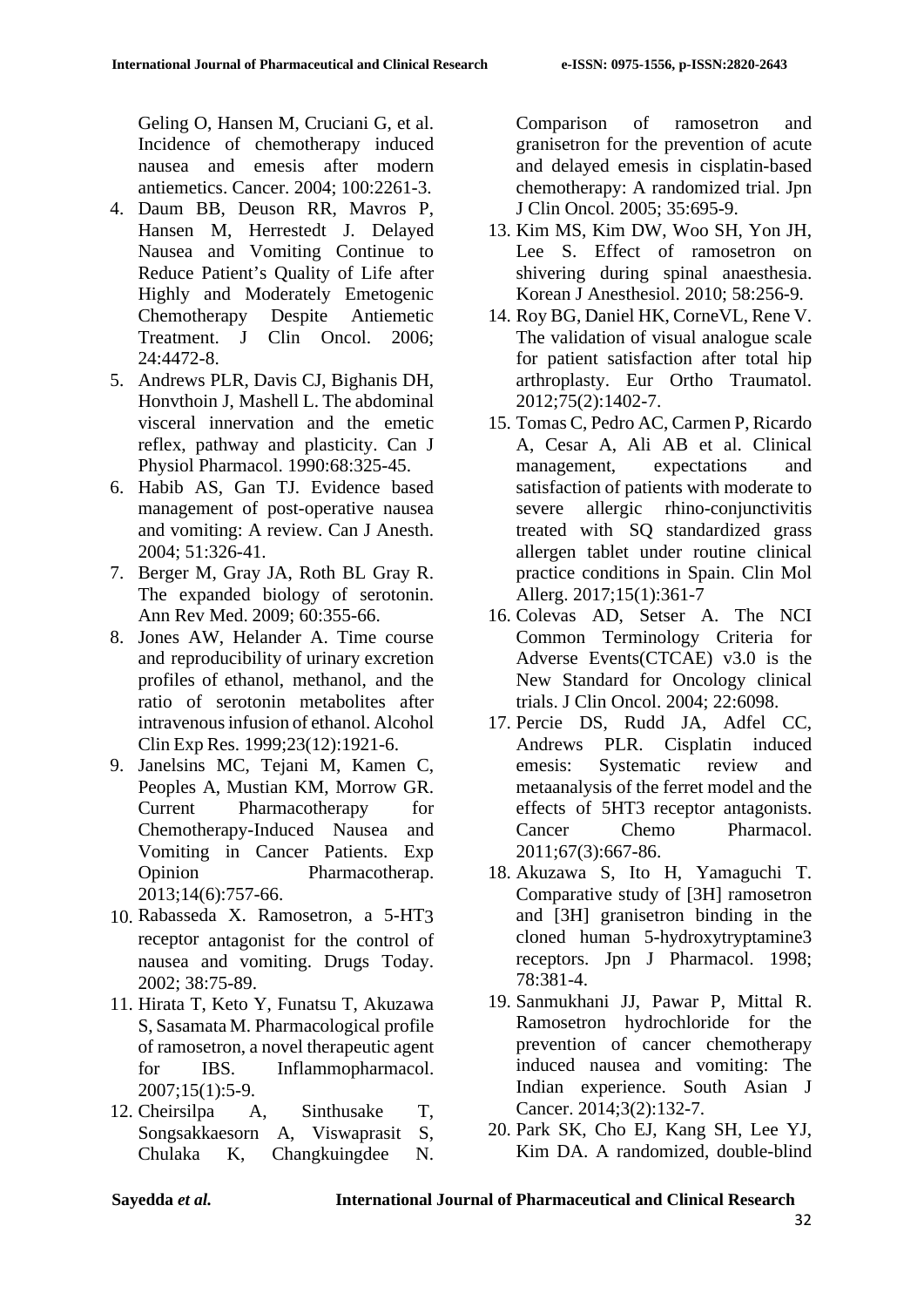Geling O, Hansen M, Cruciani G, et al. Incidence of chemotherapy induced nausea and emesis after modern antiemetics. Cancer. 2004; 100:2261-3.

4. Daum BB, Deuson RR, Mavros P, Hansen M, Herrestedt J. Delayed Nausea and Vomiting Continue to Reduce Patient's Quality of Life after Highly and Moderately Emetogenic Chemotherapy Despite Antiemetic Treatment. J Clin Oncol. 2006; 24:4472-8.
5. Andrews PLR, Davis CJ, Bighanis DH, Honvthoin J, Mashell L. The abdominal visceral innervation and the emetic reflex, pathway and plasticity. Can J Physiol Pharmacol. 1990:68:325-45.
6. Habib AS, Gan TJ. Evidence based management of post-operative nausea and vomiting: A review. Can J Anesth. 2004; 51:326-41.
7. Berger M, Gray JA, Roth BL Gray R. The expanded biology of serotonin. Ann Rev Med. 2009; 60:355-66.
8. Jones AW, Helander A. Time course and reproducibility of urinary excretion profiles of ethanol, methanol, and the ratio of serotonin metabolites after intravenous infusion of ethanol. Alcohol Clin Exp Res. 1999;23(12):1921-6.
9. Janelsins MC, Tejani M, Kamen C, Peoples A, Mustian KM, Morrow GR. Current Pharmacotherapy for Chemotherapy-Induced Nausea and Vomiting in Cancer Patients. Exp Opinion Pharmacotherap. 2013;14(6):757-66.
10. Rabasseda X. Ramosetron, a 5-HT3 receptor antagonist for the control of nausea and vomiting. Drugs Today. 2002; 38:75-89.
11. Hirata T, Keto Y, Funatsu T, Akuzawa S, Sasamata M. Pharmacological profile of ramosetron, a novel therapeutic agent for IBS. Inflammopharmacol. 2007;15(1):5-9.
12. Cheirsilpa A, Sinthusake T, Songsakkaesorn A, Viswaprasit S, Chulaka K, Changkuingdee N. Comparison of ramosetron and granisetron for the prevention of acute and delayed emesis in cisplatin-based chemotherapy: A randomized trial. Jpn J Clin Oncol. 2005; 35:695-9.
13. Kim MS, Kim DW, Woo SH, Yon JH, Lee S. Effect of ramosetron on shivering during spinal anaesthesia. Korean J Anesthesiol. 2010; 58:256-9.
14. Roy BG, Daniel HK, CorneVL, Rene V. The validation of visual analogue scale for patient satisfaction after total hip arthroplasty. Eur Ortho Traumatol. 2012;75(2):1402-7.
15. Tomas C, Pedro AC, Carmen P, Ricardo A, Cesar A, Ali AB et al. Clinical management, expectations and satisfaction of patients with moderate to severe allergic rhino-conjunctivitis treated with SQ standardized grass allergen tablet under routine clinical practice conditions in Spain. Clin Mol Allerg. 2017;15(1):361-7
16. Colevas AD, Setser A. The NCI Common Terminology Criteria for Adverse Events(CTCAE) v3.0 is the New Standard for Oncology clinical trials. J Clin Oncol. 2004; 22:6098.
17. Percie DS, Rudd JA, Adfel CC, Andrews PLR. Cisplatin induced emesis: Systematic review and metaanalysis of the ferret model and the effects of 5HT3 receptor antagonists. Cancer Chemo Pharmacol. 2011;67(3):667-86.
18. Akuzawa S, Ito H, Yamaguchi T. Comparative study of [3H] ramosetron and [3H] granisetron binding in the cloned human 5-hydroxytryptamine3 receptors. Jpn J Pharmacol. 1998; 78:381-4.
19. Sanmukhani JJ, Pawar P, Mittal R. Ramosetron hydrochloride for the prevention of cancer chemotherapy induced nausea and vomiting: The Indian experience. South Asian J Cancer. 2014;3(2):132-7.
20. Park SK, Cho EJ, Kang SH, Lee YJ, Kim DA. A randomized, double-blind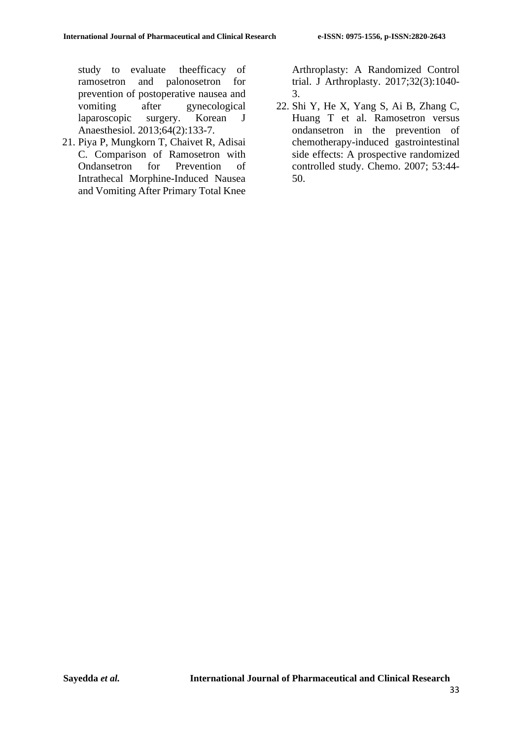study to evaluate theefficacy of ramosetron and palonosetron for prevention of postoperative nausea and vomiting after gynecological laparoscopic surgery. Korean J Anaesthesiol. 2013;64(2):133-7.

21. Piya P, Mungkorn T, Chaivet R, Adisai C. Comparison of Ramosetron with Ondansetron for Prevention of Intrathecal Morphine-Induced Nausea and Vomiting After Primary Total Knee Arthroplasty: A Randomized Control trial. J Arthroplasty. 2017;32(3):1040-3.
22. Shi Y, He X, Yang S, Ai B, Zhang C, Huang T et al. Ramosetron versus ondansetron in the prevention of chemotherapy-induced gastrointestinal side effects: A prospective randomized controlled study. Chemo. 2007; 53:44-50.